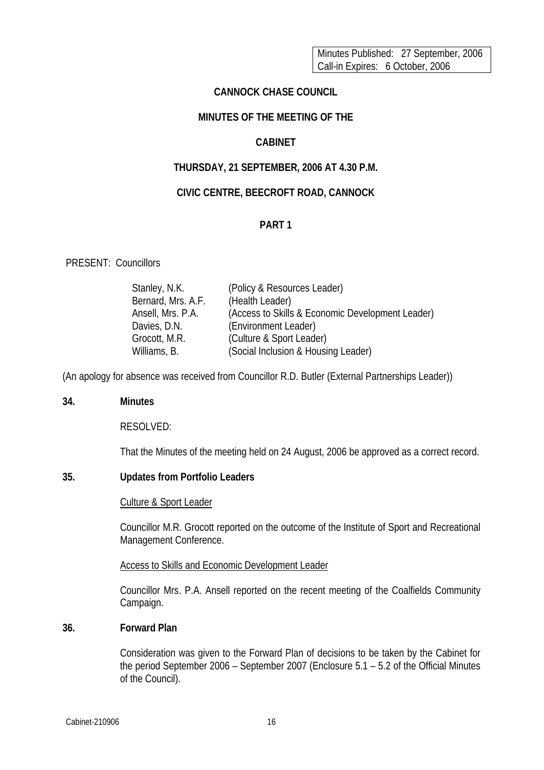Minutes Published: 27 September, 2006
Call-in Expires: 6 October, 2006

# CANNOCK CHASE COUNCIL

## MINUTES OF THE MEETING OF THE

## CABINET

## THURSDAY, 21 SEPTEMBER, 2006 AT 4.30 P.M.

## CIVIC CENTRE, BEECROFT ROAD, CANNOCK

## PART 1

PRESENT: Councillors

| | |
|---|---|
| Stanley, N.K. | (Policy & Resources Leader) |
| Bernard, Mrs. A.F. | (Health Leader) |
| Ansell, Mrs. P.A. | (Access to Skills & Economic Development Leader) |
| Davies, D.N. | (Environment Leader) |
| Grocott, M.R. | (Culture & Sport Leader) |
| Williams, B. | (Social Inclusion & Housing Leader) |

(An apology for absence was received from Councillor R.D. Butler (External Partnerships Leader))

**34. Minutes**

RESOLVED:

That the Minutes of the meeting held on 24 August, 2006 be approved as a correct record.

**35. Updates from Portfolio Leaders**

Culture & Sport Leader

Councillor M.R. Grocott reported on the outcome of the Institute of Sport and Recreational Management Conference.

Access to Skills and Economic Development Leader

Councillor Mrs. P.A. Ansell reported on the recent meeting of the Coalfields Community Campaign.

**36. Forward Plan**

Consideration was given to the Forward Plan of decisions to be taken by the Cabinet for the period September 2006 – September 2007 (Enclosure 5.1 – 5.2 of the Official Minutes of the Council).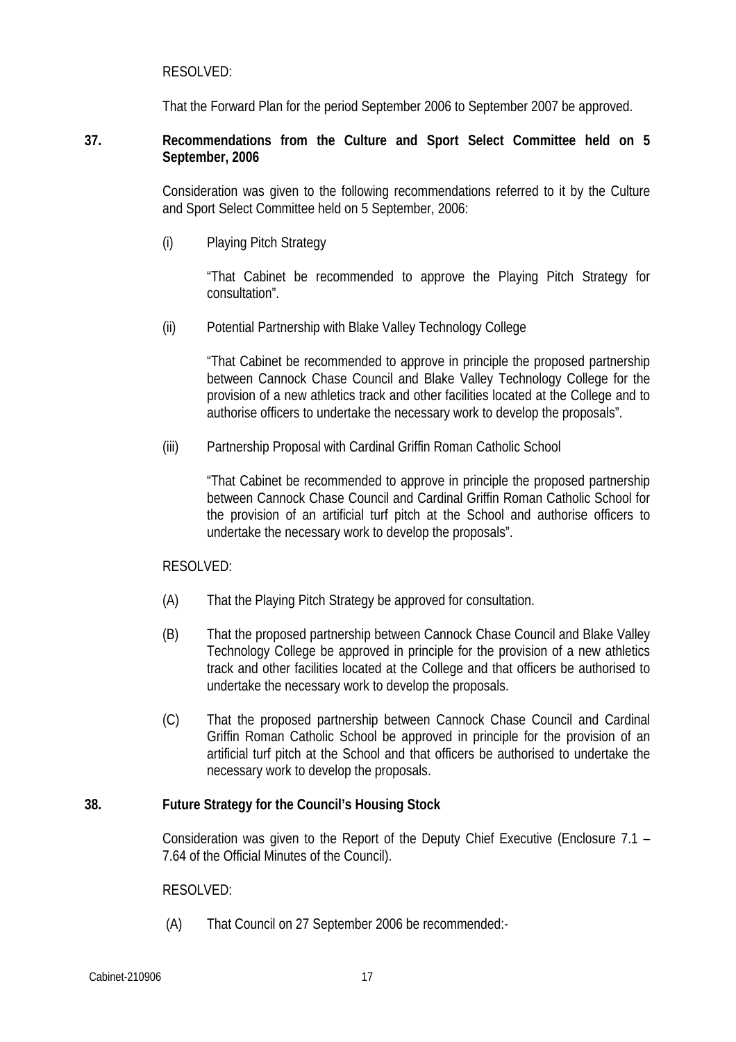RESOLVED:

That the Forward Plan for the period September 2006 to September 2007 be approved.

**37. Recommendations from the Culture and Sport Select Committee held on 5 September, 2006**

Consideration was given to the following recommendations referred to it by the Culture and Sport Select Committee held on 5 September, 2006:

(i) Playing Pitch Strategy

"That Cabinet be recommended to approve the Playing Pitch Strategy for consultation".

(ii) Potential Partnership with Blake Valley Technology College

"That Cabinet be recommended to approve in principle the proposed partnership between Cannock Chase Council and Blake Valley Technology College for the provision of a new athletics track and other facilities located at the College and to authorise officers to undertake the necessary work to develop the proposals".

(iii) Partnership Proposal with Cardinal Griffin Roman Catholic School

"That Cabinet be recommended to approve in principle the proposed partnership between Cannock Chase Council and Cardinal Griffin Roman Catholic School for the provision of an artificial turf pitch at the School and authorise officers to undertake the necessary work to develop the proposals".

RESOLVED:

(A) That the Playing Pitch Strategy be approved for consultation.

(B) That the proposed partnership between Cannock Chase Council and Blake Valley Technology College be approved in principle for the provision of a new athletics track and other facilities located at the College and that officers be authorised to undertake the necessary work to develop the proposals.

(C) That the proposed partnership between Cannock Chase Council and Cardinal Griffin Roman Catholic School be approved in principle for the provision of an artificial turf pitch at the School and that officers be authorised to undertake the necessary work to develop the proposals.

**38. Future Strategy for the Council's Housing Stock**

Consideration was given to the Report of the Deputy Chief Executive (Enclosure 7.1 – 7.64 of the Official Minutes of the Council).

RESOLVED:

(A) That Council on 27 September 2006 be recommended:-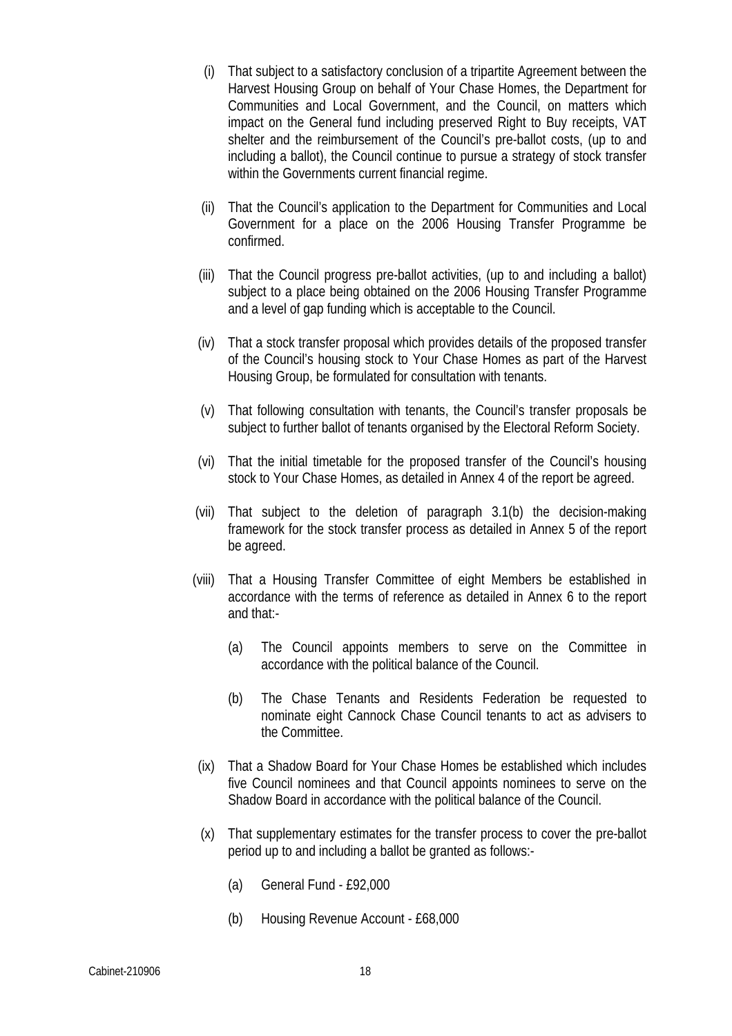(i) That subject to a satisfactory conclusion of a tripartite Agreement between the Harvest Housing Group on behalf of Your Chase Homes, the Department for Communities and Local Government, and the Council, on matters which impact on the General fund including preserved Right to Buy receipts, VAT shelter and the reimbursement of the Council's pre-ballot costs, (up to and including a ballot), the Council continue to pursue a strategy of stock transfer within the Governments current financial regime.

(ii) That the Council's application to the Department for Communities and Local Government for a place on the 2006 Housing Transfer Programme be confirmed.

(iii) That the Council progress pre-ballot activities, (up to and including a ballot) subject to a place being obtained on the 2006 Housing Transfer Programme and a level of gap funding which is acceptable to the Council.

(iv) That a stock transfer proposal which provides details of the proposed transfer of the Council's housing stock to Your Chase Homes as part of the Harvest Housing Group, be formulated for consultation with tenants.

(v) That following consultation with tenants, the Council's transfer proposals be subject to further ballot of tenants organised by the Electoral Reform Society.

(vi) That the initial timetable for the proposed transfer of the Council's housing stock to Your Chase Homes, as detailed in Annex 4 of the report be agreed.

(vii) That subject to the deletion of paragraph 3.1(b) the decision-making framework for the stock transfer process as detailed in Annex 5 of the report be agreed.

(viii) That a Housing Transfer Committee of eight Members be established in accordance with the terms of reference as detailed in Annex 6 to the report and that:-

   (a) The Council appoints members to serve on the Committee in accordance with the political balance of the Council.

   (b) The Chase Tenants and Residents Federation be requested to nominate eight Cannock Chase Council tenants to act as advisers to the Committee.

(ix) That a Shadow Board for Your Chase Homes be established which includes five Council nominees and that Council appoints nominees to serve on the Shadow Board in accordance with the political balance of the Council.

(x) That supplementary estimates for the transfer process to cover the pre-ballot period up to and including a ballot be granted as follows:-

   (a) General Fund - £92,000

   (b) Housing Revenue Account - £68,000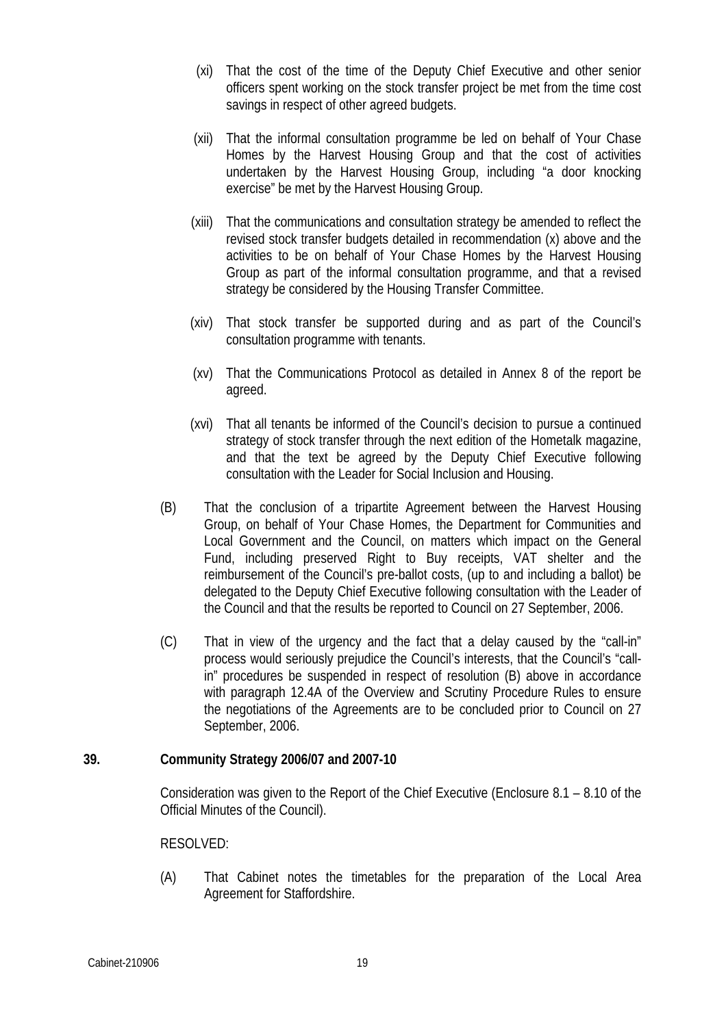(xi) That the cost of the time of the Deputy Chief Executive and other senior officers spent working on the stock transfer project be met from the time cost savings in respect of other agreed budgets.

(xii) That the informal consultation programme be led on behalf of Your Chase Homes by the Harvest Housing Group and that the cost of activities undertaken by the Harvest Housing Group, including "a door knocking exercise" be met by the Harvest Housing Group.

(xiii) That the communications and consultation strategy be amended to reflect the revised stock transfer budgets detailed in recommendation (x) above and the activities to be on behalf of Your Chase Homes by the Harvest Housing Group as part of the informal consultation programme, and that a revised strategy be considered by the Housing Transfer Committee.

(xiv) That stock transfer be supported during and as part of the Council's consultation programme with tenants.

(xv) That the Communications Protocol as detailed in Annex 8 of the report be agreed.

(xvi) That all tenants be informed of the Council's decision to pursue a continued strategy of stock transfer through the next edition of the Hometalk magazine, and that the text be agreed by the Deputy Chief Executive following consultation with the Leader for Social Inclusion and Housing.

(B) That the conclusion of a tripartite Agreement between the Harvest Housing Group, on behalf of Your Chase Homes, the Department for Communities and Local Government and the Council, on matters which impact on the General Fund, including preserved Right to Buy receipts, VAT shelter and the reimbursement of the Council's pre-ballot costs, (up to and including a ballot) be delegated to the Deputy Chief Executive following consultation with the Leader of the Council and that the results be reported to Council on 27 September, 2006.

(C) That in view of the urgency and the fact that a delay caused by the "call-in" process would seriously prejudice the Council's interests, that the Council's "call-in" procedures be suspended in respect of resolution (B) above in accordance with paragraph 12.4A of the Overview and Scrutiny Procedure Rules to ensure the negotiations of the Agreements are to be concluded prior to Council on 27 September, 2006.

**39. Community Strategy 2006/07 and 2007-10**

Consideration was given to the Report of the Chief Executive (Enclosure 8.1 – 8.10 of the Official Minutes of the Council).

RESOLVED:

(A) That Cabinet notes the timetables for the preparation of the Local Area Agreement for Staffordshire.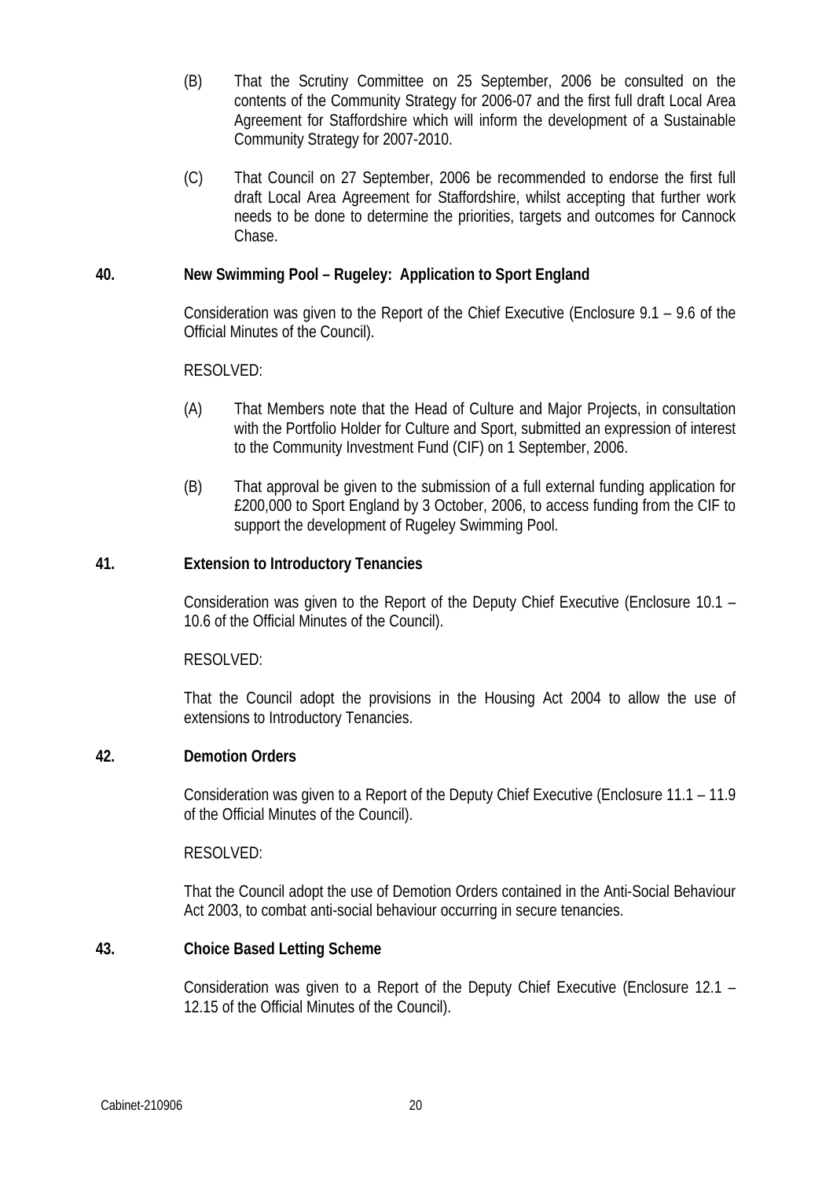(B) That the Scrutiny Committee on 25 September, 2006 be consulted on the contents of the Community Strategy for 2006-07 and the first full draft Local Area Agreement for Staffordshire which will inform the development of a Sustainable Community Strategy for 2007-2010.

(C) That Council on 27 September, 2006 be recommended to endorse the first full draft Local Area Agreement for Staffordshire, whilst accepting that further work needs to be done to determine the priorities, targets and outcomes for Cannock Chase.

**40. New Swimming Pool – Rugeley: Application to Sport England**

Consideration was given to the Report of the Chief Executive (Enclosure 9.1 – 9.6 of the Official Minutes of the Council).

RESOLVED:

(A) That Members note that the Head of Culture and Major Projects, in consultation with the Portfolio Holder for Culture and Sport, submitted an expression of interest to the Community Investment Fund (CIF) on 1 September, 2006.

(B) That approval be given to the submission of a full external funding application for £200,000 to Sport England by 3 October, 2006, to access funding from the CIF to support the development of Rugeley Swimming Pool.

**41. Extension to Introductory Tenancies**

Consideration was given to the Report of the Deputy Chief Executive (Enclosure 10.1 – 10.6 of the Official Minutes of the Council).

RESOLVED:

That the Council adopt the provisions in the Housing Act 2004 to allow the use of extensions to Introductory Tenancies.

**42. Demotion Orders**

Consideration was given to a Report of the Deputy Chief Executive (Enclosure 11.1 – 11.9 of the Official Minutes of the Council).

RESOLVED:

That the Council adopt the use of Demotion Orders contained in the Anti-Social Behaviour Act 2003, to combat anti-social behaviour occurring in secure tenancies.

**43. Choice Based Letting Scheme**

Consideration was given to a Report of the Deputy Chief Executive (Enclosure 12.1 – 12.15 of the Official Minutes of the Council).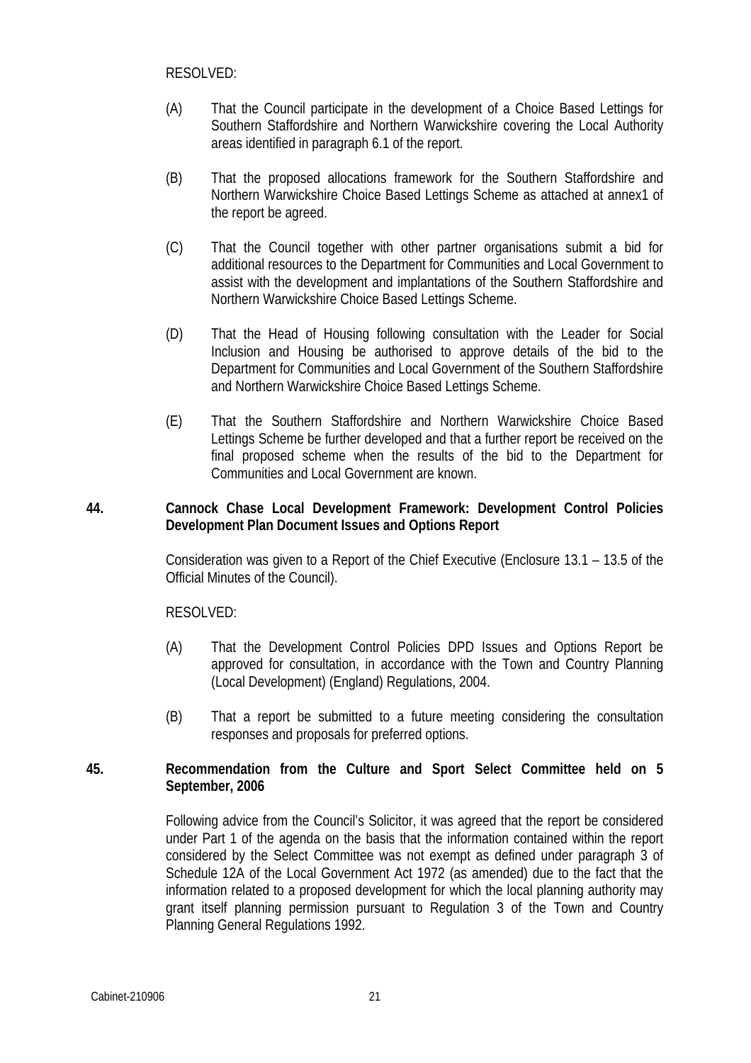RESOLVED:

(A) That the Council participate in the development of a Choice Based Lettings for Southern Staffordshire and Northern Warwickshire covering the Local Authority areas identified in paragraph 6.1 of the report.

(B) That the proposed allocations framework for the Southern Staffordshire and Northern Warwickshire Choice Based Lettings Scheme as attached at annex1 of the report be agreed.

(C) That the Council together with other partner organisations submit a bid for additional resources to the Department for Communities and Local Government to assist with the development and implantations of the Southern Staffordshire and Northern Warwickshire Choice Based Lettings Scheme.

(D) That the Head of Housing following consultation with the Leader for Social Inclusion and Housing be authorised to approve details of the bid to the Department for Communities and Local Government of the Southern Staffordshire and Northern Warwickshire Choice Based Lettings Scheme.

(E) That the Southern Staffordshire and Northern Warwickshire Choice Based Lettings Scheme be further developed and that a further report be received on the final proposed scheme when the results of the bid to the Department for Communities and Local Government are known.

**44. Cannock Chase Local Development Framework: Development Control Policies Development Plan Document Issues and Options Report**

Consideration was given to a Report of the Chief Executive (Enclosure 13.1 – 13.5 of the Official Minutes of the Council).

RESOLVED:

(A) That the Development Control Policies DPD Issues and Options Report be approved for consultation, in accordance with the Town and Country Planning (Local Development) (England) Regulations, 2004.

(B) That a report be submitted to a future meeting considering the consultation responses and proposals for preferred options.

**45. Recommendation from the Culture and Sport Select Committee held on 5 September, 2006**

Following advice from the Council's Solicitor, it was agreed that the report be considered under Part 1 of the agenda on the basis that the information contained within the report considered by the Select Committee was not exempt as defined under paragraph 3 of Schedule 12A of the Local Government Act 1972 (as amended) due to the fact that the information related to a proposed development for which the local planning authority may grant itself planning permission pursuant to Regulation 3 of the Town and Country Planning General Regulations 1992.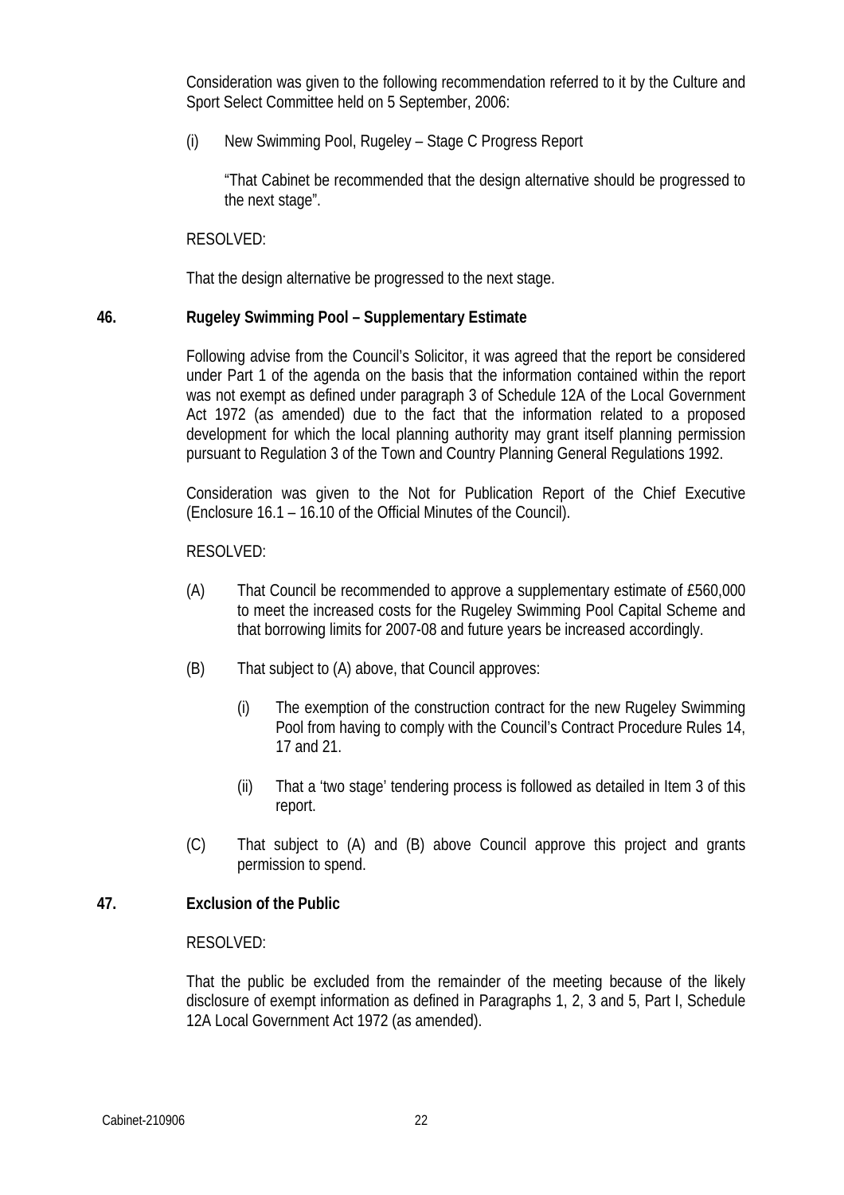Consideration was given to the following recommendation referred to it by the Culture and Sport Select Committee held on 5 September, 2006:

(i) New Swimming Pool, Rugeley – Stage C Progress Report

"That Cabinet be recommended that the design alternative should be progressed to the next stage".

RESOLVED:

That the design alternative be progressed to the next stage.

**46. Rugeley Swimming Pool – Supplementary Estimate**

Following advise from the Council's Solicitor, it was agreed that the report be considered under Part 1 of the agenda on the basis that the information contained within the report was not exempt as defined under paragraph 3 of Schedule 12A of the Local Government Act 1972 (as amended) due to the fact that the information related to a proposed development for which the local planning authority may grant itself planning permission pursuant to Regulation 3 of the Town and Country Planning General Regulations 1992.

Consideration was given to the Not for Publication Report of the Chief Executive (Enclosure 16.1 – 16.10 of the Official Minutes of the Council).

RESOLVED:

(A) That Council be recommended to approve a supplementary estimate of £560,000 to meet the increased costs for the Rugeley Swimming Pool Capital Scheme and that borrowing limits for 2007-08 and future years be increased accordingly.

(B) That subject to (A) above, that Council approves:

  (i) The exemption of the construction contract for the new Rugeley Swimming Pool from having to comply with the Council's Contract Procedure Rules 14, 17 and 21.

  (ii) That a 'two stage' tendering process is followed as detailed in Item 3 of this report.

(C) That subject to (A) and (B) above Council approve this project and grants permission to spend.

**47. Exclusion of the Public**

RESOLVED:

That the public be excluded from the remainder of the meeting because of the likely disclosure of exempt information as defined in Paragraphs 1, 2, 3 and 5, Part I, Schedule 12A Local Government Act 1972 (as amended).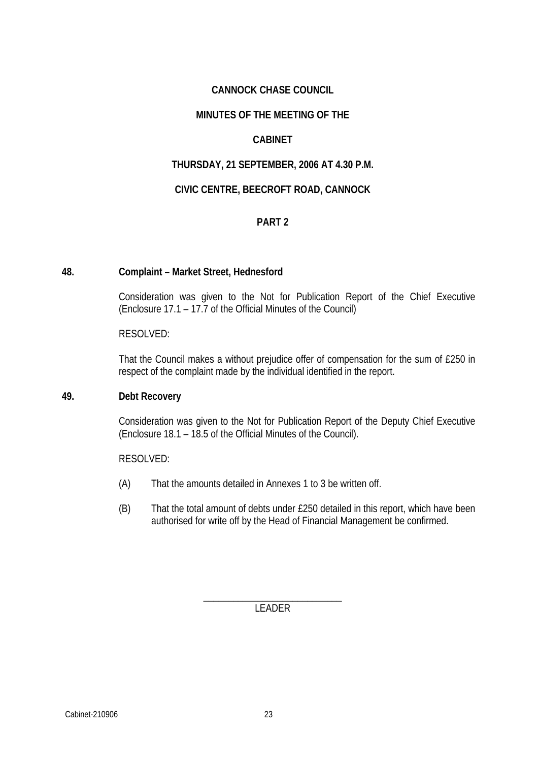**CANNOCK CHASE COUNCIL**

**MINUTES OF THE MEETING OF THE**

**CABINET**

**THURSDAY, 21 SEPTEMBER, 2006 AT 4.30 P.M.**

**CIVIC CENTRE, BEECROFT ROAD, CANNOCK**

**PART 2**

**48. Complaint – Market Street, Hednesford**

Consideration was given to the Not for Publication Report of the Chief Executive (Enclosure 17.1 – 17.7 of the Official Minutes of the Council)

RESOLVED:

That the Council makes a without prejudice offer of compensation for the sum of £250 in respect of the complaint made by the individual identified in the report.

**49. Debt Recovery**

Consideration was given to the Not for Publication Report of the Deputy Chief Executive (Enclosure 18.1 – 18.5 of the Official Minutes of the Council).

RESOLVED:

(A) That the amounts detailed in Annexes 1 to 3 be written off.

(B) That the total amount of debts under £250 detailed in this report, which have been authorised for write off by the Head of Financial Management be confirmed.

\_\_\_\_\_\_\_\_\_\_\_\_\_\_\_\_\_\_\_\_\_\_\_\_\_\_\_\_

LEADER